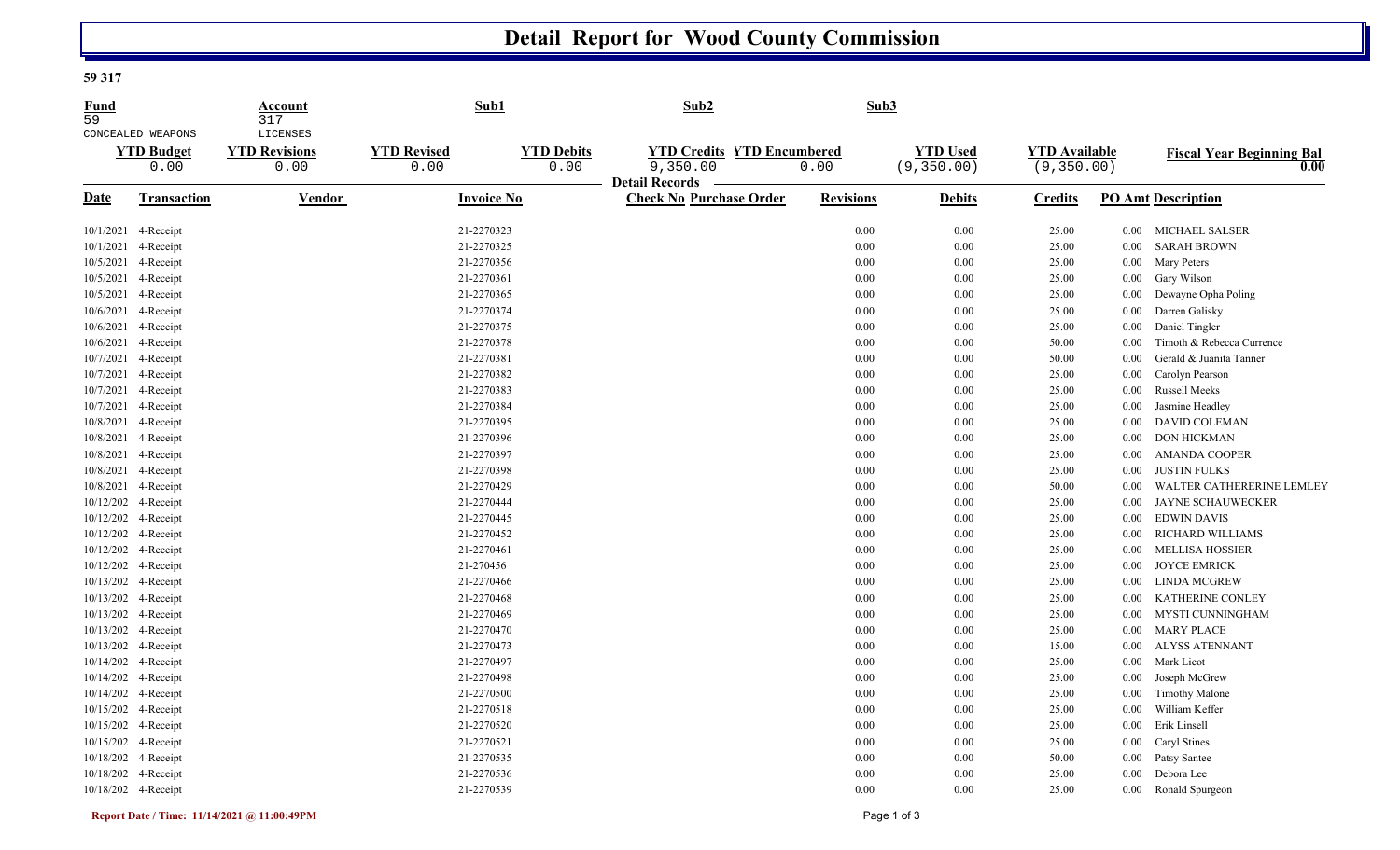# Detail Report for Wood County Commission

**59 317**

| Fund | Account | Sub1 | Sub2 | Sub3 |
|---|---|---|---|---|
| 59 | 317 | | | |
| CONCEALED WEAPONS | LICENSES | | | |

| YTD Budget | YTD Revisions | YTD Revised | YTD Debits | YTD Credits | YTD Encumbered | YTD Used | YTD Available | Fiscal Year Beginning Bal |
|---|---|---|---|---|---|---|---|---|
| 0.00 | 0.00 | 0.00 | 0.00 | 9,350.00 | 0.00 | (9,350.00) | (9,350.00) | 0.00 |

**Detail Records**

| Date | Transaction | Vendor | Invoice No | Check No | Purchase Order | Revisions | Debits | Credits | PO Amt | Description |
|---|---|---|---|---|---|---|---|---|---|---|
| 10/1/2021 | 4-Receipt | | 21-2270323 | | | 0.00 | 0.00 | 25.00 | 0.00 | MICHAEL SALSER |
| 10/1/2021 | 4-Receipt | | 21-2270325 | | | 0.00 | 0.00 | 25.00 | 0.00 | SARAH BROWN |
| 10/5/2021 | 4-Receipt | | 21-2270356 | | | 0.00 | 0.00 | 25.00 | 0.00 | Mary Peters |
| 10/5/2021 | 4-Receipt | | 21-2270361 | | | 0.00 | 0.00 | 25.00 | 0.00 | Gary Wilson |
| 10/5/2021 | 4-Receipt | | 21-2270365 | | | 0.00 | 0.00 | 25.00 | 0.00 | Dewayne Opha Poling |
| 10/6/2021 | 4-Receipt | | 21-2270374 | | | 0.00 | 0.00 | 25.00 | 0.00 | Darren Galisky |
| 10/6/2021 | 4-Receipt | | 21-2270375 | | | 0.00 | 0.00 | 25.00 | 0.00 | Daniel Tingler |
| 10/6/2021 | 4-Receipt | | 21-2270378 | | | 0.00 | 0.00 | 50.00 | 0.00 | Timoth & Rebecca Currence |
| 10/7/2021 | 4-Receipt | | 21-2270381 | | | 0.00 | 0.00 | 50.00 | 0.00 | Gerald & Juanita Tanner |
| 10/7/2021 | 4-Receipt | | 21-2270382 | | | 0.00 | 0.00 | 25.00 | 0.00 | Carolyn Pearson |
| 10/7/2021 | 4-Receipt | | 21-2270383 | | | 0.00 | 0.00 | 25.00 | 0.00 | Russell Meeks |
| 10/7/2021 | 4-Receipt | | 21-2270384 | | | 0.00 | 0.00 | 25.00 | 0.00 | Jasmine Headley |
| 10/8/2021 | 4-Receipt | | 21-2270395 | | | 0.00 | 0.00 | 25.00 | 0.00 | DAVID COLEMAN |
| 10/8/2021 | 4-Receipt | | 21-2270396 | | | 0.00 | 0.00 | 25.00 | 0.00 | DON HICKMAN |
| 10/8/2021 | 4-Receipt | | 21-2270397 | | | 0.00 | 0.00 | 25.00 | 0.00 | AMANDA COOPER |
| 10/8/2021 | 4-Receipt | | 21-2270398 | | | 0.00 | 0.00 | 25.00 | 0.00 | JUSTIN FULKS |
| 10/8/2021 | 4-Receipt | | 21-2270429 | | | 0.00 | 0.00 | 50.00 | 0.00 | WALTER CATHERERINE LEMLEY |
| 10/12/202 | 4-Receipt | | 21-2270444 | | | 0.00 | 0.00 | 25.00 | 0.00 | JAYNE SCHAUWECKER |
| 10/12/202 | 4-Receipt | | 21-2270445 | | | 0.00 | 0.00 | 25.00 | 0.00 | EDWIN DAVIS |
| 10/12/202 | 4-Receipt | | 21-2270452 | | | 0.00 | 0.00 | 25.00 | 0.00 | RICHARD WILLIAMS |
| 10/12/202 | 4-Receipt | | 21-2270461 | | | 0.00 | 0.00 | 25.00 | 0.00 | MELLISA HOSSIER |
| 10/12/202 | 4-Receipt | | 21-270456 | | | 0.00 | 0.00 | 25.00 | 0.00 | JOYCE EMRICK |
| 10/13/202 | 4-Receipt | | 21-2270466 | | | 0.00 | 0.00 | 25.00 | 0.00 | LINDA MCGREW |
| 10/13/202 | 4-Receipt | | 21-2270468 | | | 0.00 | 0.00 | 25.00 | 0.00 | KATHERINE CONLEY |
| 10/13/202 | 4-Receipt | | 21-2270469 | | | 0.00 | 0.00 | 25.00 | 0.00 | MYSTI CUNNINGHAM |
| 10/13/202 | 4-Receipt | | 21-2270470 | | | 0.00 | 0.00 | 25.00 | 0.00 | MARY PLACE |
| 10/13/202 | 4-Receipt | | 21-2270473 | | | 0.00 | 0.00 | 15.00 | 0.00 | ALYSS ATENNANT |
| 10/14/202 | 4-Receipt | | 21-2270497 | | | 0.00 | 0.00 | 25.00 | 0.00 | Mark Licot |
| 10/14/202 | 4-Receipt | | 21-2270498 | | | 0.00 | 0.00 | 25.00 | 0.00 | Joseph McGrew |
| 10/14/202 | 4-Receipt | | 21-2270500 | | | 0.00 | 0.00 | 25.00 | 0.00 | Timothy Malone |
| 10/15/202 | 4-Receipt | | 21-2270518 | | | 0.00 | 0.00 | 25.00 | 0.00 | William Keffer |
| 10/15/202 | 4-Receipt | | 21-2270520 | | | 0.00 | 0.00 | 25.00 | 0.00 | Erik Linsell |
| 10/15/202 | 4-Receipt | | 21-2270521 | | | 0.00 | 0.00 | 25.00 | 0.00 | Caryl Stines |
| 10/18/202 | 4-Receipt | | 21-2270535 | | | 0.00 | 0.00 | 50.00 | 0.00 | Patsy Santee |
| 10/18/202 | 4-Receipt | | 21-2270536 | | | 0.00 | 0.00 | 25.00 | 0.00 | Debora Lee |
| 10/18/202 | 4-Receipt | | 21-2270539 | | | 0.00 | 0.00 | 25.00 | 0.00 | Ronald Spurgeon |

**Report Date / Time: 11/14/2021 @ 11:00:49PM**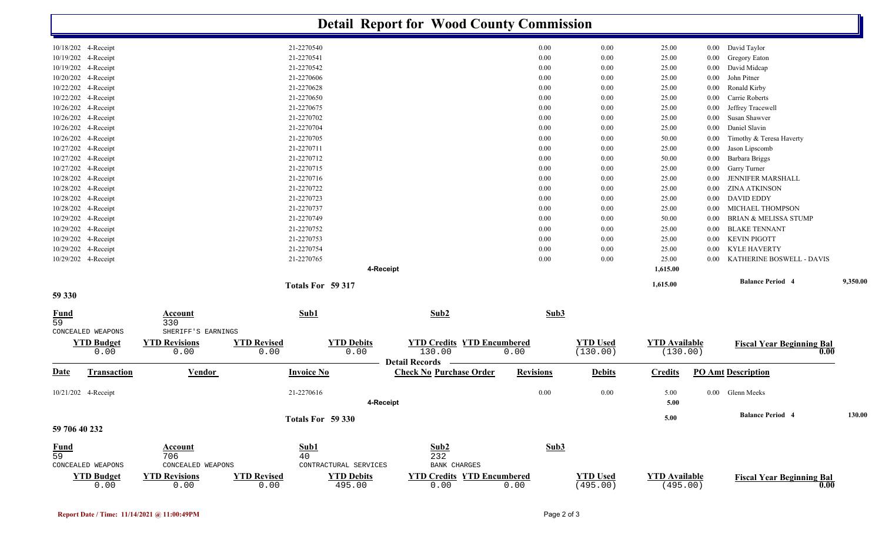# Detail Report for Wood County Commission

| Date | Transaction | Vendor | Invoice No | Check No | Purchase Order | Revisions | Debits | Credits | PO Amt | Description |
|---|---|---|---|---|---|---|---|---|---|---|
| 10/18/202 | 4-Receipt | | 21-2270540 | | | 0.00 | 0.00 | 25.00 | 0.00 | David Taylor |
| 10/19/202 | 4-Receipt | | 21-2270541 | | | 0.00 | 0.00 | 25.00 | 0.00 | Gregory Eaton |
| 10/19/202 | 4-Receipt | | 21-2270542 | | | 0.00 | 0.00 | 25.00 | 0.00 | David Midcap |
| 10/20/202 | 4-Receipt | | 21-2270606 | | | 0.00 | 0.00 | 25.00 | 0.00 | John Pitner |
| 10/22/202 | 4-Receipt | | 21-2270628 | | | 0.00 | 0.00 | 25.00 | 0.00 | Ronald Kirby |
| 10/22/202 | 4-Receipt | | 21-2270650 | | | 0.00 | 0.00 | 25.00 | 0.00 | Carrie Roberts |
| 10/26/202 | 4-Receipt | | 21-2270675 | | | 0.00 | 0.00 | 25.00 | 0.00 | Jeffrey Tracewell |
| 10/26/202 | 4-Receipt | | 21-2270702 | | | 0.00 | 0.00 | 25.00 | 0.00 | Susan Shawver |
| 10/26/202 | 4-Receipt | | 21-2270704 | | | 0.00 | 0.00 | 25.00 | 0.00 | Daniel Slavin |
| 10/26/202 | 4-Receipt | | 21-2270705 | | | 0.00 | 0.00 | 50.00 | 0.00 | Timothy & Teresa Haverty |
| 10/27/202 | 4-Receipt | | 21-2270711 | | | 0.00 | 0.00 | 25.00 | 0.00 | Jason Lipscomb |
| 10/27/202 | 4-Receipt | | 21-2270712 | | | 0.00 | 0.00 | 50.00 | 0.00 | Barbara Briggs |
| 10/27/202 | 4-Receipt | | 21-2270715 | | | 0.00 | 0.00 | 25.00 | 0.00 | Garry Turner |
| 10/28/202 | 4-Receipt | | 21-2270716 | | | 0.00 | 0.00 | 25.00 | 0.00 | JENNIFER MARSHALL |
| 10/28/202 | 4-Receipt | | 21-2270722 | | | 0.00 | 0.00 | 25.00 | 0.00 | ZINA ATKINSON |
| 10/28/202 | 4-Receipt | | 21-2270723 | | | 0.00 | 0.00 | 25.00 | 0.00 | DAVID EDDY |
| 10/28/202 | 4-Receipt | | 21-2270737 | | | 0.00 | 0.00 | 25.00 | 0.00 | MICHAEL THOMPSON |
| 10/29/202 | 4-Receipt | | 21-2270749 | | | 0.00 | 0.00 | 50.00 | 0.00 | BRIAN & MELISSA STUMP |
| 10/29/202 | 4-Receipt | | 21-2270752 | | | 0.00 | 0.00 | 25.00 | 0.00 | BLAKE TENNANT |
| 10/29/202 | 4-Receipt | | 21-2270753 | | | 0.00 | 0.00 | 25.00 | 0.00 | KEVIN PIGOTT |
| 10/29/202 | 4-Receipt | | 21-2270754 | | | 0.00 | 0.00 | 25.00 | 0.00 | KYLE HAVERTY |
| 10/29/202 | 4-Receipt | | 21-2270765 | | | 0.00 | 0.00 | 25.00 | 0.00 | KATHERINE BOSWELL - DAVIS |
| | | | 4-Receipt | | | | | 1,615.00 | | |
| | | | Totals For 59 317 | | | | | 1,615.00 | | Balance Period 4 9,350.00 |

## 59 330

| Fund | Account | Sub1 | Sub2 | Sub3 |
|---|---|---|---|---|
| 59 | 330 | | | |
| CONCEALED WEAPONS | SHERIFF'S EARNINGS | | | |

| YTD Budget | YTD Revisions | YTD Revised | YTD Debits | YTD Credits | YTD Encumbered | YTD Used | YTD Available | Fiscal Year Beginning Bal |
|---|---|---|---|---|---|---|---|---|
| 0.00 | 0.00 | 0.00 | 0.00 | 130.00 | 0.00 | (130.00) | (130.00) | 0.00 |

**Detail Records**

| Date | Transaction | Vendor | Invoice No | Check No | Purchase Order | Revisions | Debits | Credits | PO Amt | Description |
|---|---|---|---|---|---|---|---|---|---|---|
| 10/21/202 | 4-Receipt | | 21-2270616 | | | 0.00 | 0.00 | 5.00 | 0.00 | Glenn Meeks |
| | | | 4-Receipt | | | | | 5.00 | | |
| | | | Totals For 59 330 | | | | | 5.00 | | Balance Period 4 130.00 |

## 59 706 40 232

| Fund | Account | Sub1 | Sub2 | Sub3 |
|---|---|---|---|---|
| 59 | 706 | 40 | 232 | |
| CONCEALED WEAPONS | CONCEALED WEAPONS | CONTRACTURAL SERVICES | BANK CHARGES | |

| YTD Budget | YTD Revisions | YTD Revised | YTD Debits | YTD Credits | YTD Encumbered | YTD Used | YTD Available | Fiscal Year Beginning Bal |
|---|---|---|---|---|---|---|---|---|
| 0.00 | 0.00 | 0.00 | 495.00 | 0.00 | 0.00 | (495.00) | (495.00) | 0.00 |

**Report Date / Time: 11/14/2021 @ 11:00:49PM**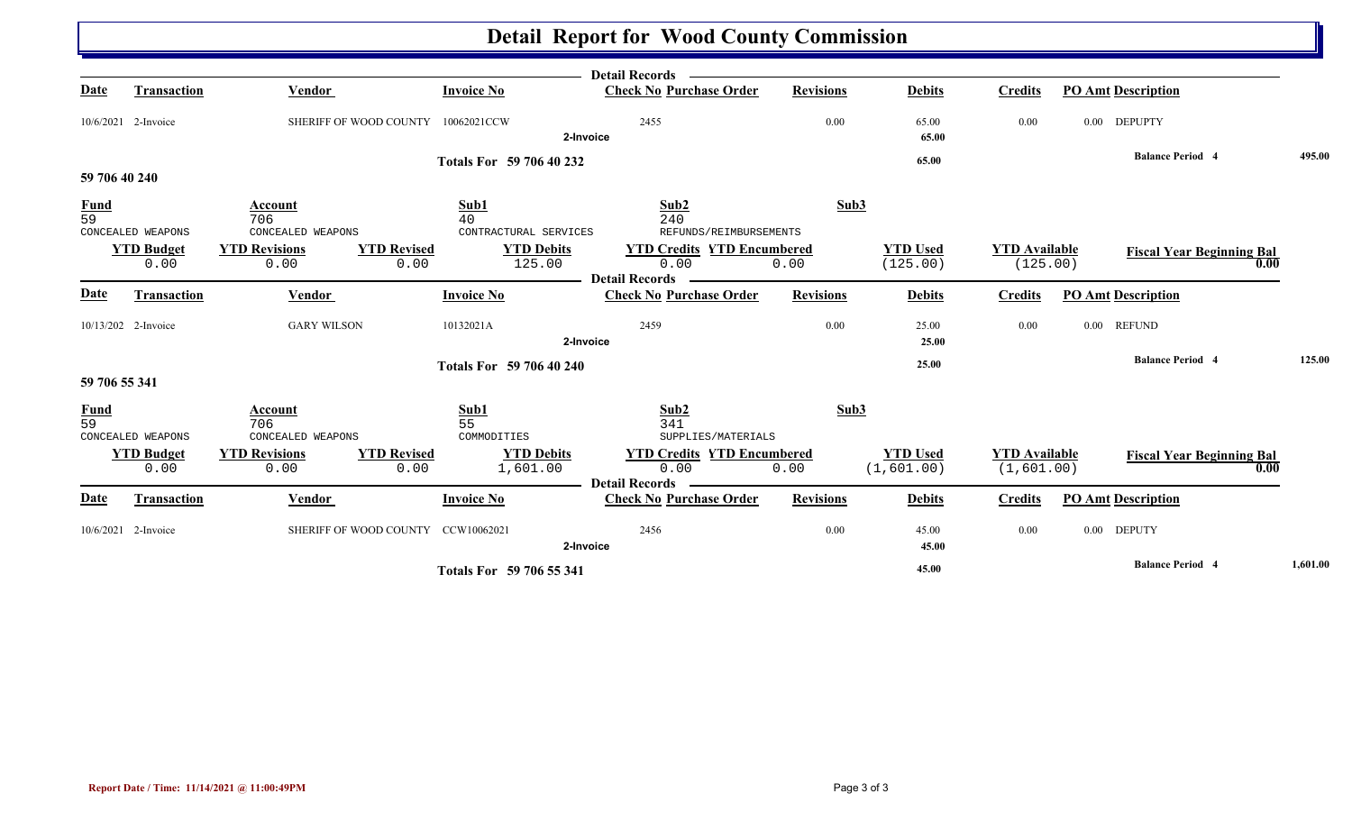# Detail Report for Wood County Commission

Detail Records

| Date | Transaction | Vendor | Invoice No | Check No | Purchase Order | Revisions | Debits | Credits | PO Amt | Description |
|---|---|---|---|---|---|---|---|---|---|---|
| 10/6/2021 | 2-Invoice | SHERIFF OF WOOD COUNTY | 10062021CCW | 2455 | | 0.00 | 65.00 | 0.00 | 0.00 | DEPUTY |
| | | | 2-Invoice | | | | 65.00 | | | |

**Totals For 59 706 40 232** — **65.00** — **Balance Period 4** **495.00**

## 59 706 40 240

| Fund | Account | | Sub1 | Sub2 | | Sub3 | | | |
|---|---|---|---|---|---|---|---|---|---|
| 59 CONCEALED WEAPONS | 706 CONCEALED WEAPONS | | 40 CONTRACTURAL SERVICES | 240 REFUNDS/REIMBURSEMENTS | | | | | |
| **YTD Budget** | **YTD Revisions** | **YTD Revised** | **YTD Debits** | **YTD Credits** | **YTD Encumbered** | **YTD Used** | **YTD Available** | **Fiscal Year Beginning Bal** | |
| 0.00 | 0.00 | 0.00 | 125.00 | 0.00 | 0.00 | (125.00) | (125.00) | 0.00 | |

Detail Records

| Date | Transaction | Vendor | Invoice No | Check No | Purchase Order | Revisions | Debits | Credits | PO Amt | Description |
|---|---|---|---|---|---|---|---|---|---|---|
| 10/13/202 | 2-Invoice | GARY WILSON | 10132021A | 2459 | | 0.00 | 25.00 | 0.00 | 0.00 | REFUND |
| | | | 2-Invoice | | | | 25.00 | | | |

**Totals For 59 706 40 240** — **25.00** — **Balance Period 4** **125.00**

## 59 706 55 341

| Fund | Account | | Sub1 | Sub2 | | Sub3 | | | |
|---|---|---|---|---|---|---|---|---|---|
| 59 CONCEALED WEAPONS | 706 CONCEALED WEAPONS | | 55 COMMODITIES | 341 SUPPLIES/MATERIALS | | | | | |
| **YTD Budget** | **YTD Revisions** | **YTD Revised** | **YTD Debits** | **YTD Credits** | **YTD Encumbered** | **YTD Used** | **YTD Available** | **Fiscal Year Beginning Bal** | |
| 0.00 | 0.00 | 0.00 | 1,601.00 | 0.00 | 0.00 | (1,601.00) | (1,601.00) | 0.00 | |

Detail Records

| Date | Transaction | Vendor | Invoice No | Check No | Purchase Order | Revisions | Debits | Credits | PO Amt | Description |
|---|---|---|---|---|---|---|---|---|---|---|
| 10/6/2021 | 2-Invoice | SHERIFF OF WOOD COUNTY | CCW10062021 | 2456 | | 0.00 | 45.00 | 0.00 | 0.00 | DEPUTY |
| | | | 2-Invoice | | | | 45.00 | | | |

**Totals For 59 706 55 341** — **45.00** — **Balance Period 4** **1,601.00**

**Report Date / Time: 11/14/2021 @ 11:00:49PM**